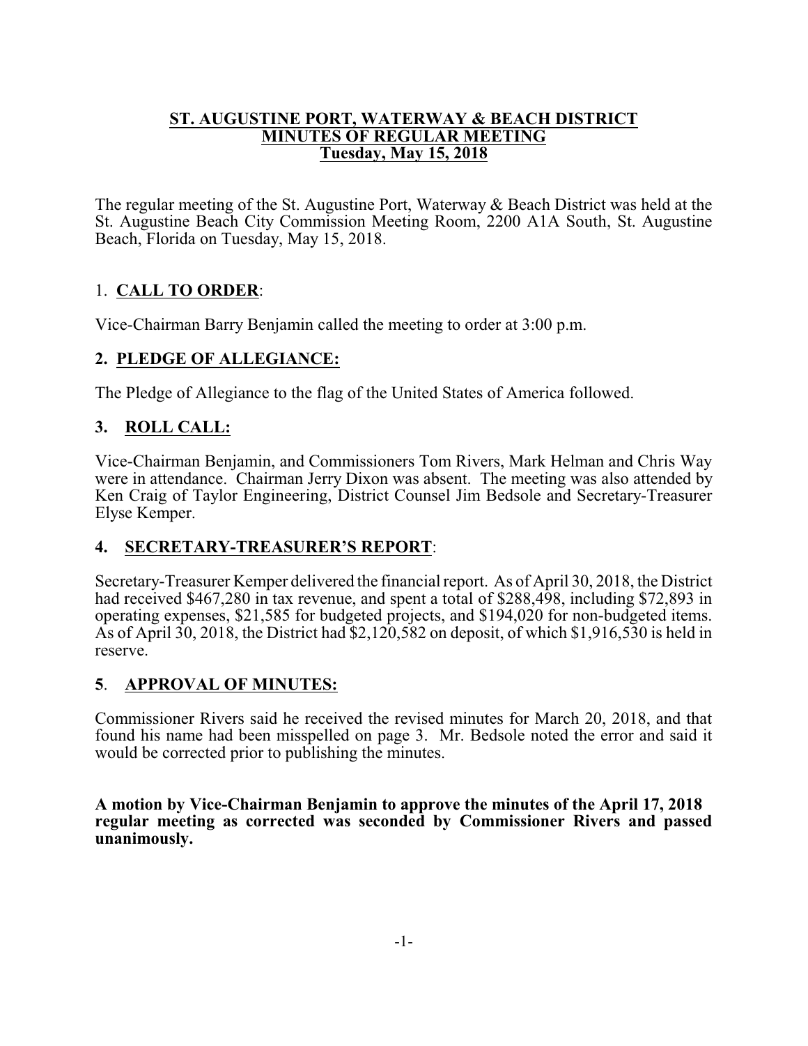**ST. AUGUSTINE PORT, WATERWAY & BEACH DISTRICT**
**MINUTES OF REGULAR MEETING**
**Tuesday, May 15, 2018**

The regular meeting of the St. Augustine Port, Waterway & Beach District was held at the St. Augustine Beach City Commission Meeting Room, 2200 A1A South, St. Augustine Beach, Florida on Tuesday, May 15, 2018.

## 1. CALL TO ORDER:

Vice-Chairman Barry Benjamin called the meeting to order at 3:00 p.m.

## 2. PLEDGE OF ALLEGIANCE:

The Pledge of Allegiance to the flag of the United States of America followed.

## 3. ROLL CALL:

Vice-Chairman Benjamin, and Commissioners Tom Rivers, Mark Helman and Chris Way were in attendance. Chairman Jerry Dixon was absent. The meeting was also attended by Ken Craig of Taylor Engineering, District Counsel Jim Bedsole and Secretary-Treasurer Elyse Kemper.

## 4. SECRETARY-TREASURER'S REPORT:

Secretary-Treasurer Kemper delivered the financial report. As of April 30, 2018, the District had received $467,280 in tax revenue, and spent a total of $288,498, including $72,893 in operating expenses, $21,585 for budgeted projects, and $194,020 for non-budgeted items. As of April 30, 2018, the District had $2,120,582 on deposit, of which $1,916,530 is held in reserve.

## 5. APPROVAL OF MINUTES:

Commissioner Rivers said he received the revised minutes for March 20, 2018, and that found his name had been misspelled on page 3. Mr. Bedsole noted the error and said it would be corrected prior to publishing the minutes.

**A motion by Vice-Chairman Benjamin to approve the minutes of the April 17, 2018 regular meeting as corrected was seconded by Commissioner Rivers and passed unanimously.**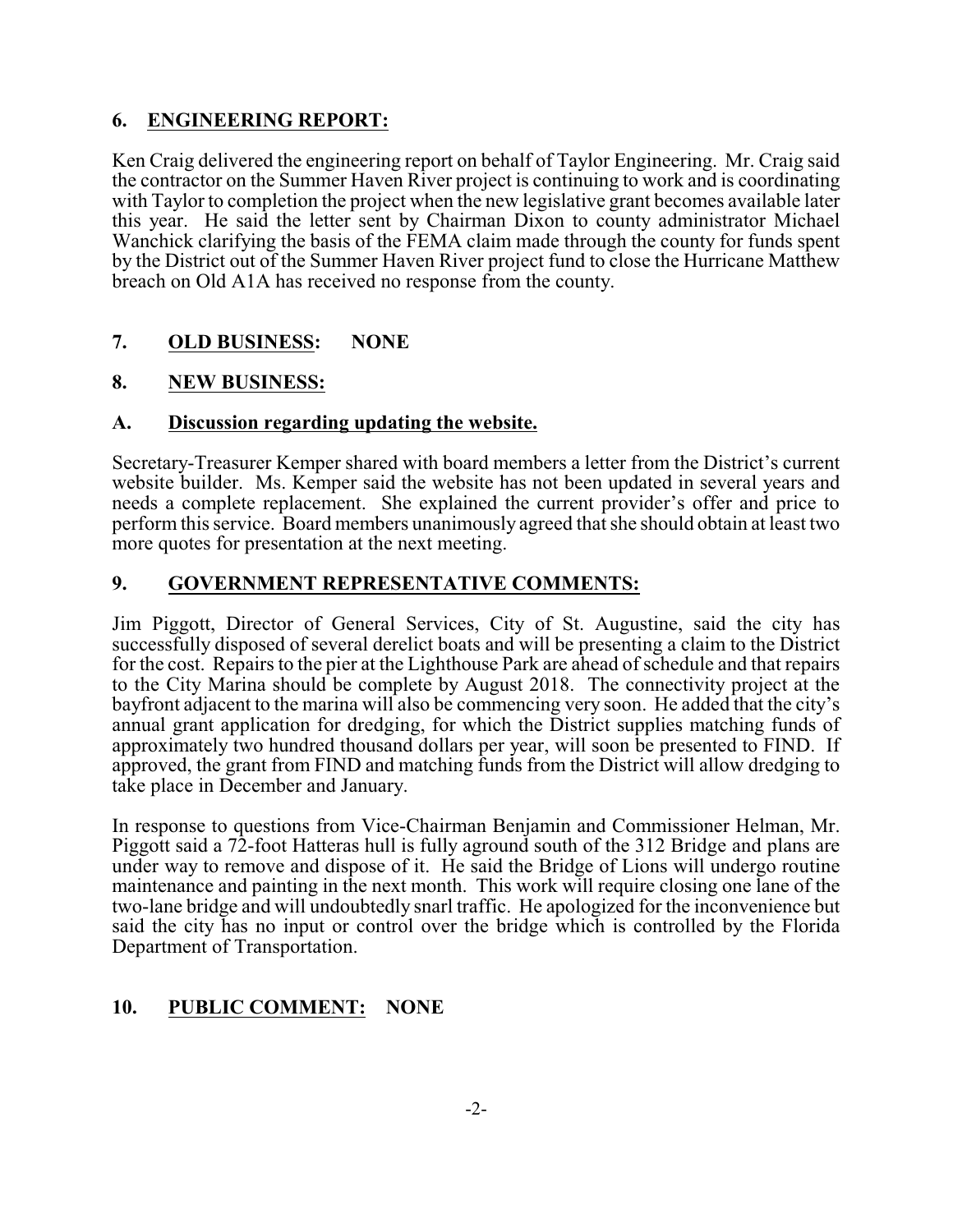## 6. ENGINEERING REPORT:

Ken Craig delivered the engineering report on behalf of Taylor Engineering. Mr. Craig said the contractor on the Summer Haven River project is continuing to work and is coordinating with Taylor to completion the project when the new legislative grant becomes available later this year. He said the letter sent by Chairman Dixon to county administrator Michael Wanchick clarifying the basis of the FEMA claim made through the county for funds spent by the District out of the Summer Haven River project fund to close the Hurricane Matthew breach on Old A1A has received no response from the county.

## 7. OLD BUSINESS: NONE

## 8. NEW BUSINESS:

### A. Discussion regarding updating the website.

Secretary-Treasurer Kemper shared with board members a letter from the District's current website builder. Ms. Kemper said the website has not been updated in several years and needs a complete replacement. She explained the current provider's offer and price to perform this service. Board members unanimously agreed that she should obtain at least two more quotes for presentation at the next meeting.

## 9. GOVERNMENT REPRESENTATIVE COMMENTS:

Jim Piggott, Director of General Services, City of St. Augustine, said the city has successfully disposed of several derelict boats and will be presenting a claim to the District for the cost. Repairs to the pier at the Lighthouse Park are ahead of schedule and that repairs to the City Marina should be complete by August 2018. The connectivity project at the bayfront adjacent to the marina will also be commencing very soon. He added that the city's annual grant application for dredging, for which the District supplies matching funds of approximately two hundred thousand dollars per year, will soon be presented to FIND. If approved, the grant from FIND and matching funds from the District will allow dredging to take place in December and January.

In response to questions from Vice-Chairman Benjamin and Commissioner Helman, Mr. Piggott said a 72-foot Hatteras hull is fully aground south of the 312 Bridge and plans are under way to remove and dispose of it. He said the Bridge of Lions will undergo routine maintenance and painting in the next month. This work will require closing one lane of the two-lane bridge and will undoubtedly snarl traffic. He apologized for the inconvenience but said the city has no input or control over the bridge which is controlled by the Florida Department of Transportation.

## 10. PUBLIC COMMENT: NONE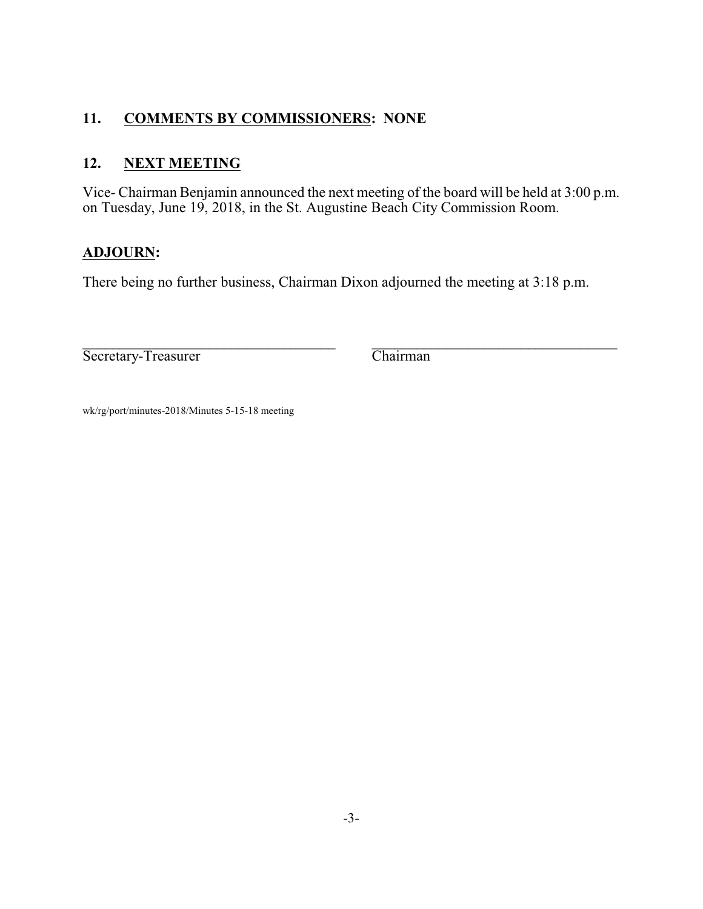## 11. <u>COMMENTS BY COMMISSIONERS</u>: NONE

## 12. <u>NEXT MEETING</u>

Vice- Chairman Benjamin announced the next meeting of the board will be held at 3:00 p.m. on Tuesday, June 19, 2018, in the St. Augustine Beach City Commission Room.

## <u>ADJOURN</u>:

There being no further business, Chairman Dixon adjourned the meeting at 3:18 p.m.

| | |
|---|---|
| ___________________________________ | ___________________________________ |
| Secretary-Treasurer | Chairman |

wk/rg/port/minutes-2018/Minutes 5-15-18 meeting